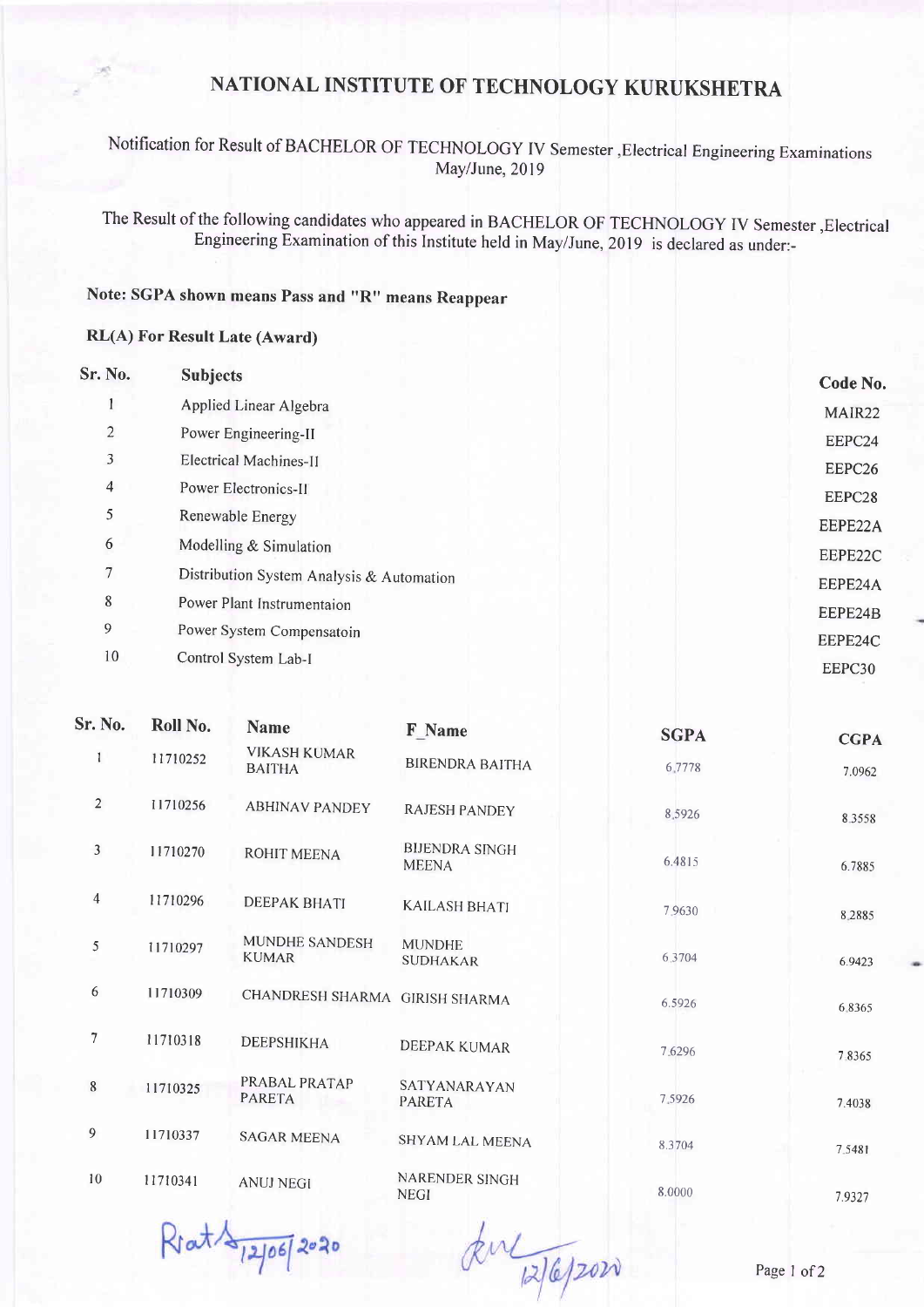# NATIONAL INSTITUTE OF TECHNOLOGY KURUKSHETRA

Notification for Result of BACHELOR OF TECHNOLOGY IV Semester ,Electrical Engineering Examinations May/June, 2019

The Result of the following candidates who appeared in BACHELOR OF TECHNOLOGY IV Semester ,Electrical Engineering Examination of this Institute held in May/June, 2019 is declared as under:-

**Note: SGPA shown means Pass and "R" means Reappear**

**RL(A) For Result Late (Award)**

| Sr. No. | Subjects | Code No. |
|---|---|---|
| 1 | Applied Linear Algebra | MAIR22 |
| 2 | Power Engineering-II | EEPC24 |
| 3 | Electrical Machines-II | EEPC26 |
| 4 | Power Electronics-II | EEPC28 |
| 5 | Renewable Energy | EEPE22A |
| 6 | Modelling & Simulation | EEPE22C |
| 7 | Distribution System Analysis & Automation | EEPE24A |
| 8 | Power Plant Instrumentaion | EEPE24B |
| 9 | Power System Compensatoin | EEPE24C |
| 10 | Control System Lab-I | EEPC30 |

| Sr. No. | Roll No. | Name | F_Name | SGPA | CGPA |
|---|---|---|---|---|---|
| 1 | 11710252 | VIKASH KUMAR BAITHA | BIRENDRA BAITHA | 6.7778 | 7.0962 |
| 2 | 11710256 | ABHINAV PANDEY | RAJESH PANDEY | 8.5926 | 8.3558 |
| 3 | 11710270 | ROHIT MEENA | BIJENDRA SINGH MEENA | 6.4815 | 6.7885 |
| 4 | 11710296 | DEEPAK BHATI | KAILASH BHATI | 7.9630 | 8.2885 |
| 5 | 11710297 | MUNDHE SANDESH KUMAR | MUNDHE SUDHAKAR | 6.3704 | 6.9423 |
| 6 | 11710309 | CHANDRESH SHARMA | GIRISH SHARMA | 6.5926 | 6.8365 |
| 7 | 11710318 | DEEPSHIKHA | DEEPAK KUMAR | 7.6296 | 7.8365 |
| 8 | 11710325 | PRABAL PRATAP PARETA | SATYANARAYAN PARETA | 7.5926 | 7.4038 |
| 9 | 11710337 | SAGAR MEENA | SHYAM LAL MEENA | 8.3704 | 7.5481 |
| 10 | 11710341 | ANUJ NEGI | NARENDER SINGH NEGI | 8.0000 | 7.9327 |

Prat 12/06/2020 &nbsp;&nbsp;&nbsp;&nbsp; 12/6/2020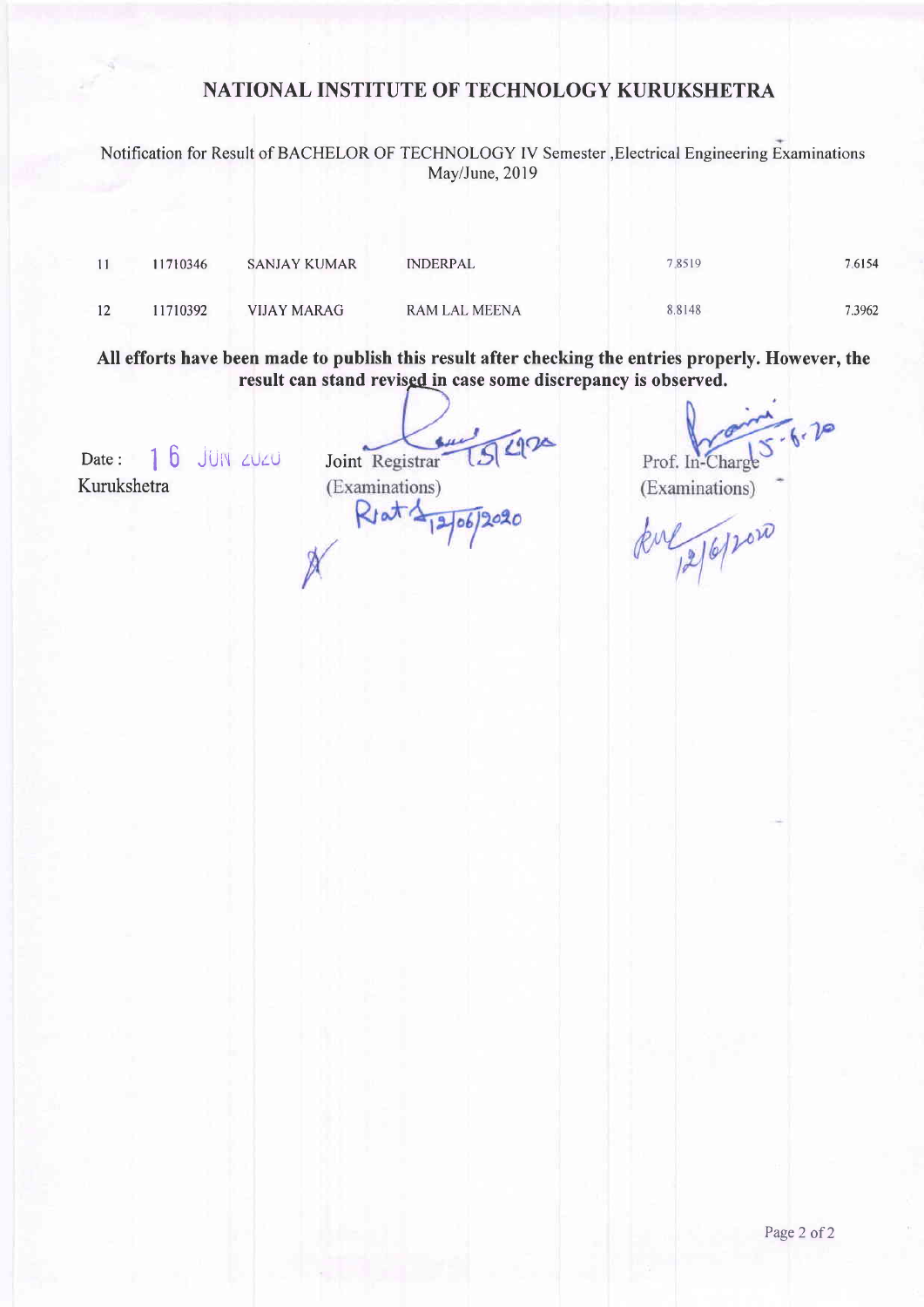# NATIONAL INSTITUTE OF TECHNOLOGY KURUKSHETRA

Notification for Result of BACHELOR OF TECHNOLOGY IV Semester ,Electrical Engineering Examinations May/June, 2019

| | | | | | |
|---|---|---|---|---|---|
| 11 | 11710346 | SANJAY KUMAR | INDERPAL | 7.8519 | 7.6154 |
| 12 | 11710392 | VIJAY MARAG | RAM LAL MEENA | 8.8148 | 7.3962 |

**All efforts have been made to publish this result after checking the entries properly. However, the result can stand revised in case some discrepancy is observed.**

Date : 16 JUN 2020
Kurukshetra

Joint Registrar 15/6/20
(Examinations)
Riat 12/06/2020

Prof. In-Charge 15-6-20
(Examinations)
12/6/2020